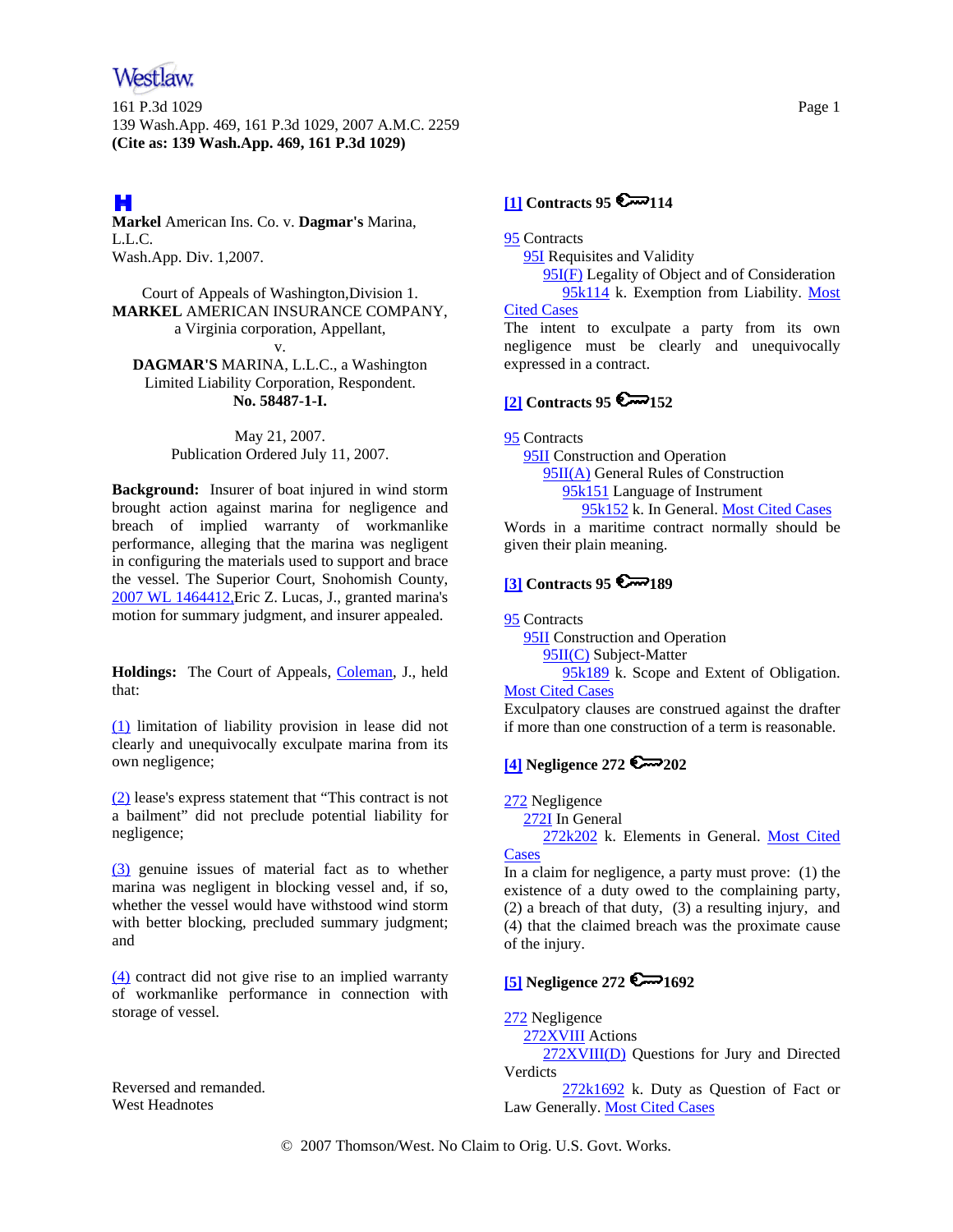Markel American Ins. Co. v. Dagmar's Marina, L.L.C.
Wash.App. Div. 1,2007.

Court of Appeals of Washington,Division 1.
**MARKEL** AMERICAN INSURANCE COMPANY, a Virginia corporation, Appellant,
v.
**DAGMAR'S** MARINA, L.L.C., a Washington Limited Liability Corporation, Respondent.
**No. 58487-1-I.**

May 21, 2007.
Publication Ordered July 11, 2007.

**Background:** Insurer of boat injured in wind storm brought action against marina for negligence and breach of implied warranty of workmanlike performance, alleging that the marina was negligent in configuring the materials used to support and brace the vessel. The Superior Court, Snohomish County, 2007 WL 1464412, Eric Z. Lucas, J., granted marina's motion for summary judgment, and insurer appealed.

**Holdings:** The Court of Appeals, Coleman, J., held that:

(1) limitation of liability provision in lease did not clearly and unequivocally exculpate marina from its own negligence;

(2) lease's express statement that "This contract is not a bailment" did not preclude potential liability for negligence;

(3) genuine issues of material fact as to whether marina was negligent in blocking vessel and, if so, whether the vessel would have withstood wind storm with better blocking, precluded summary judgment; and

(4) contract did not give rise to an implied warranty of workmanlike performance in connection with storage of vessel.

Reversed and remanded.

West Headnotes

**[1] Contracts 95 114**

95 Contracts
95I Requisites and Validity
95I(F) Legality of Object and of Consideration
95k114 k. Exemption from Liability. Most Cited Cases

The intent to exculpate a party from its own negligence must be clearly and unequivocally expressed in a contract.

**[2] Contracts 95 152**

95 Contracts
95II Construction and Operation
95II(A) General Rules of Construction
95k151 Language of Instrument
95k152 k. In General. Most Cited Cases

Words in a maritime contract normally should be given their plain meaning.

**[3] Contracts 95 189**

95 Contracts
95II Construction and Operation
95II(C) Subject-Matter
95k189 k. Scope and Extent of Obligation. Most Cited Cases

Exculpatory clauses are construed against the drafter if more than one construction of a term is reasonable.

**[4] Negligence 272 202**

272 Negligence
272I In General
272k202 k. Elements in General. Most Cited Cases

In a claim for negligence, a party must prove: (1) the existence of a duty owed to the complaining party, (2) a breach of that duty, (3) a resulting injury, and (4) that the claimed breach was the proximate cause of the injury.

**[5] Negligence 272 1692**

272 Negligence
272XVIII Actions
272XVIII(D) Questions for Jury and Directed Verdicts
272k1692 k. Duty as Question of Fact or Law Generally. Most Cited Cases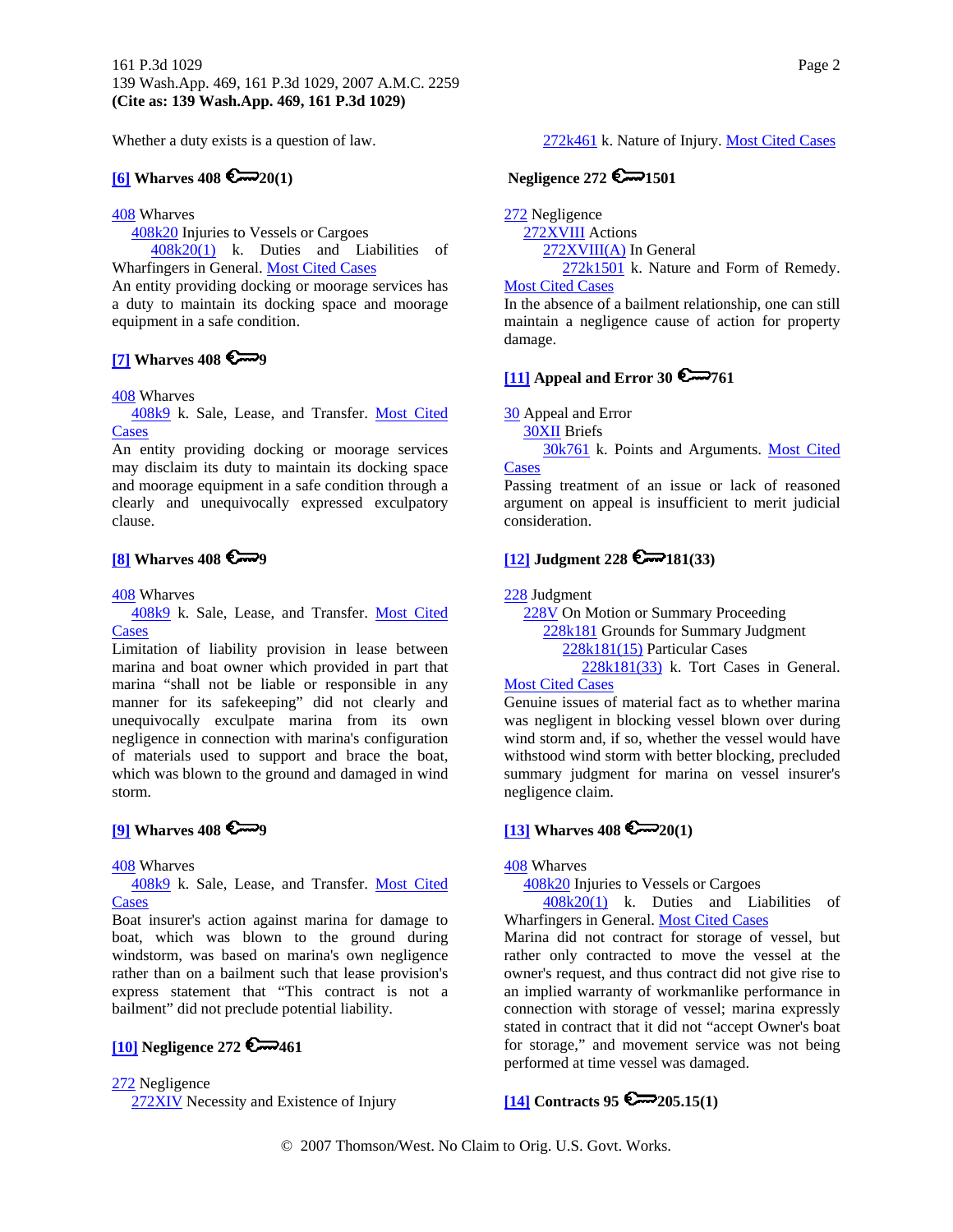Whether a duty exists is a question of law.

**[6] Wharves 408 20(1)**

408 Wharves
408k20 Injuries to Vessels or Cargoes
408k20(1) k. Duties and Liabilities of Wharfingers in General. Most Cited Cases
An entity providing docking or moorage services has a duty to maintain its docking space and moorage equipment in a safe condition.

**[7] Wharves 408 9**

408 Wharves
408k9 k. Sale, Lease, and Transfer. Most Cited Cases
An entity providing docking or moorage services may disclaim its duty to maintain its docking space and moorage equipment in a safe condition through a clearly and unequivocally expressed exculpatory clause.

**[8] Wharves 408 9**

408 Wharves
408k9 k. Sale, Lease, and Transfer. Most Cited Cases
Limitation of liability provision in lease between marina and boat owner which provided in part that marina "shall not be liable or responsible in any manner for its safekeeping" did not clearly and unequivocally exculpate marina from its own negligence in connection with marina's configuration of materials used to support and brace the boat, which was blown to the ground and damaged in wind storm.

**[9] Wharves 408 9**

408 Wharves
408k9 k. Sale, Lease, and Transfer. Most Cited Cases
Boat insurer's action against marina for damage to boat, which was blown to the ground during windstorm, was based on marina's own negligence rather than on a bailment such that lease provision's express statement that "This contract is not a bailment" did not preclude potential liability.

**[10] Negligence 272 461**

272 Negligence
272XIV Necessity and Existence of Injury
272k461 k. Nature of Injury. Most Cited Cases

**Negligence 272 1501**

272 Negligence
272XVIII Actions
272XVIII(A) In General
272k1501 k. Nature and Form of Remedy. Most Cited Cases
In the absence of a bailment relationship, one can still maintain a negligence cause of action for property damage.

**[11] Appeal and Error 30 761**

30 Appeal and Error
30XII Briefs
30k761 k. Points and Arguments. Most Cited Cases
Passing treatment of an issue or lack of reasoned argument on appeal is insufficient to merit judicial consideration.

**[12] Judgment 228 181(33)**

228 Judgment
228V On Motion or Summary Proceeding
228k181 Grounds for Summary Judgment
228k181(15) Particular Cases
228k181(33) k. Tort Cases in General. Most Cited Cases
Genuine issues of material fact as to whether marina was negligent in blocking vessel blown over during wind storm and, if so, whether the vessel would have withstood wind storm with better blocking, precluded summary judgment for marina on vessel insurer's negligence claim.

**[13] Wharves 408 20(1)**

408 Wharves
408k20 Injuries to Vessels or Cargoes
408k20(1) k. Duties and Liabilities of Wharfingers in General. Most Cited Cases
Marina did not contract for storage of vessel, but rather only contracted to move the vessel at the owner's request, and thus contract did not give rise to an implied warranty of workmanlike performance in connection with storage of vessel; marina expressly stated in contract that it did not "accept Owner's boat for storage," and movement service was not being performed at time vessel was damaged.

**[14] Contracts 95 205.15(1)**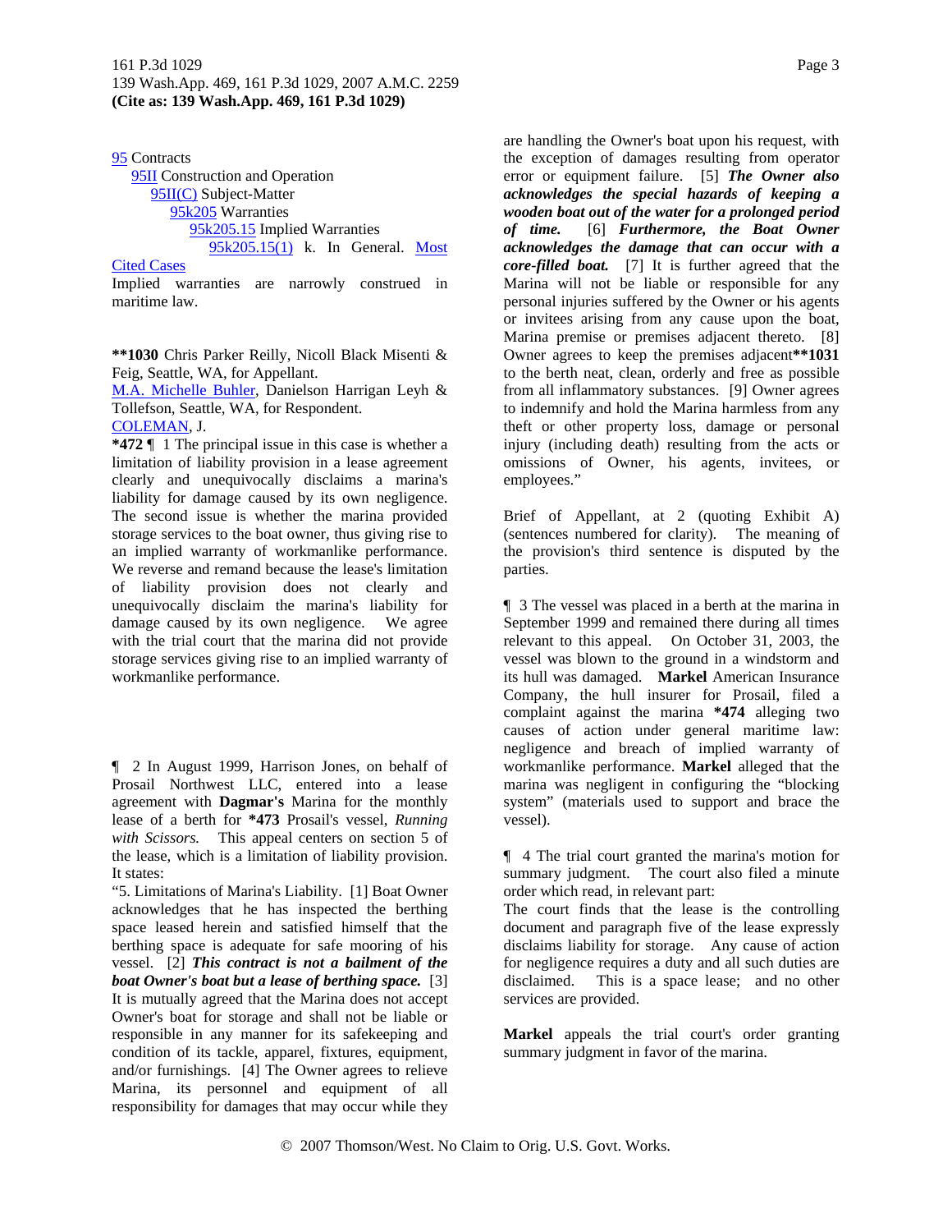95 Contracts
    95II Construction and Operation
        95II(C) Subject-Matter
            95k205 Warranties
                95k205.15 Implied Warranties
                    95k205.15(1) k. In General. Most Cited Cases

Implied warranties are narrowly construed in maritime law.

**1030 Chris Parker Reilly, Nicoll Black Misenti & Feig, Seattle, WA, for Appellant.

M.A. Michelle Buhler, Danielson Harrigan Leyh & Tollefson, Seattle, WA, for Respondent.

COLEMAN, J.

*472 ¶ 1 The principal issue in this case is whether a limitation of liability provision in a lease agreement clearly and unequivocally disclaims a marina's liability for damage caused by its own negligence. The second issue is whether the marina provided storage services to the boat owner, thus giving rise to an implied warranty of workmanlike performance. We reverse and remand because the lease's limitation of liability provision does not clearly and unequivocally disclaim the marina's liability for damage caused by its own negligence. We agree with the trial court that the marina did not provide storage services giving rise to an implied warranty of workmanlike performance.

¶ 2 In August 1999, Harrison Jones, on behalf of Prosail Northwest LLC, entered into a lease agreement with **Dagmar's** Marina for the monthly lease of a berth for *473 Prosail's vessel, *Running with Scissors.* This appeal centers on section 5 of the lease, which is a limitation of liability provision. It states:

"5. Limitations of Marina's Liability. [1] Boat Owner acknowledges that he has inspected the berthing space leased herein and satisfied himself that the berthing space is adequate for safe mooring of his vessel. [2] ***This contract is not a bailment of the boat Owner's boat but a lease of berthing space.*** [3] It is mutually agreed that the Marina does not accept Owner's boat for storage and shall not be liable or responsible in any manner for its safekeeping and condition of its tackle, apparel, fixtures, equipment, and/or furnishings. [4] The Owner agrees to relieve Marina, its personnel and equipment of all responsibility for damages that may occur while they are handling the Owner's boat upon his request, with the exception of damages resulting from operator error or equipment failure. [5] ***The Owner also acknowledges the special hazards of keeping a wooden boat out of the water for a prolonged period of time.*** [6] ***Furthermore, the Boat Owner acknowledges the damage that can occur with a core-filled boat.*** [7] It is further agreed that the Marina will not be liable or responsible for any personal injuries suffered by the Owner or his agents or invitees arising from any cause upon the boat, Marina premise or premises adjacent thereto. [8] Owner agrees to keep the premises adjacent**1031 to the berth neat, clean, orderly and free as possible from all inflammatory substances. [9] Owner agrees to indemnify and hold the Marina harmless from any theft or other property loss, damage or personal injury (including death) resulting from the acts or omissions of Owner, his agents, invitees, or employees."

Brief of Appellant, at 2 (quoting Exhibit A) (sentences numbered for clarity). The meaning of the provision's third sentence is disputed by the parties.

¶ 3 The vessel was placed in a berth at the marina in September 1999 and remained there during all times relevant to this appeal. On October 31, 2003, the vessel was blown to the ground in a windstorm and its hull was damaged. **Markel** American Insurance Company, the hull insurer for Prosail, filed a complaint against the marina *474 alleging two causes of action under general maritime law: negligence and breach of implied warranty of workmanlike performance. **Markel** alleged that the marina was negligent in configuring the "blocking system" (materials used to support and brace the vessel).

¶ 4 The trial court granted the marina's motion for summary judgment. The court also filed a minute order which read, in relevant part:

The court finds that the lease is the controlling document and paragraph five of the lease expressly disclaims liability for storage. Any cause of action for negligence requires a duty and all such duties are disclaimed. This is a space lease; and no other services are provided.

**Markel** appeals the trial court's order granting summary judgment in favor of the marina.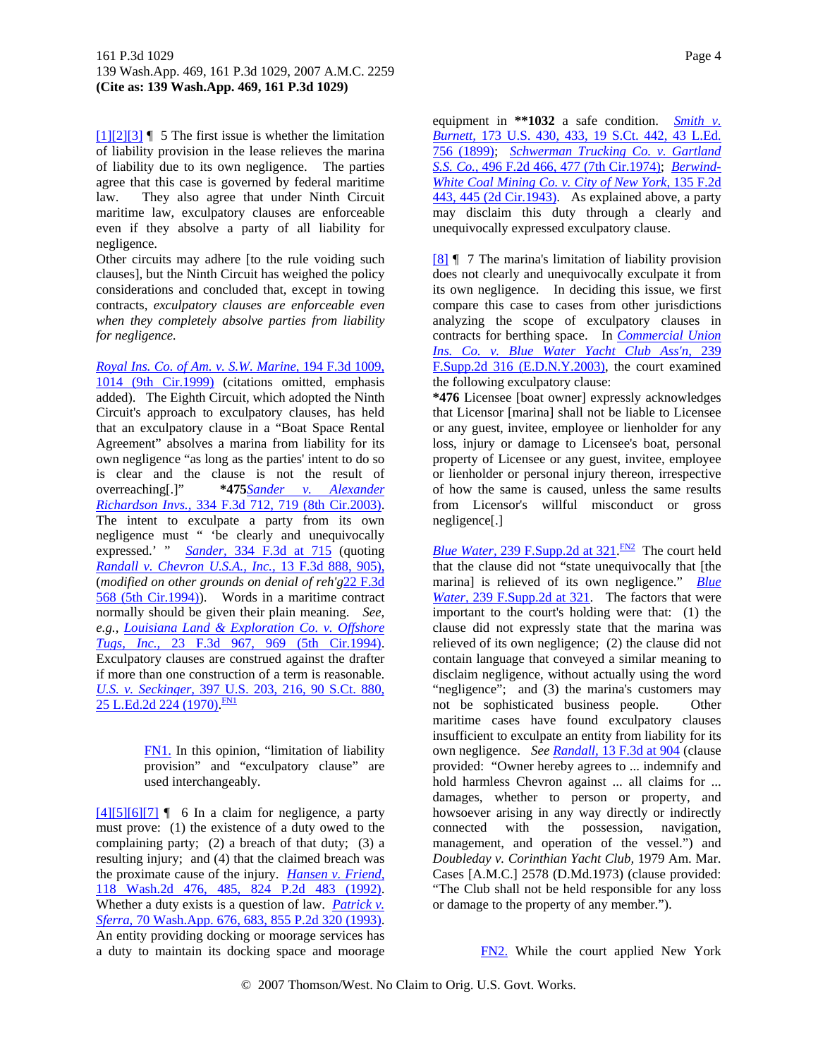[1][2][3] ¶ 5 The first issue is whether the limitation of liability provision in the lease relieves the marina of liability due to its own negligence. The parties agree that this case is governed by federal maritime law. They also agree that under Ninth Circuit maritime law, exculpatory clauses are enforceable even if they absolve a party of all liability for negligence.

Other circuits may adhere [to the rule voiding such clauses], but the Ninth Circuit has weighed the policy considerations and concluded that, except in towing contracts, *exculpatory clauses are enforceable even when they completely absolve parties from liability for negligence.*

*Royal Ins. Co. of Am. v. S.W. Marine,* 194 F.3d 1009, 1014 (9th Cir.1999) (citations omitted, emphasis added). The Eighth Circuit, which adopted the Ninth Circuit's approach to exculpatory clauses, has held that an exculpatory clause in a "Boat Space Rental Agreement" absolves a marina from liability for its own negligence "as long as the parties' intent to do so is clear and the clause is not the result of overreaching[.]" **\*475***Sander v. Alexander Richardson Invs.,* 334 F.3d 712, 719 (8th Cir.2003). The intent to exculpate a party from its own negligence must " 'be clearly and unequivocally expressed.' " *Sander,* 334 F.3d at 715 (quoting *Randall v. Chevron U.S.A., Inc.,* 13 F.3d 888, 905), (*modified on other grounds on denial of reh'g*22 F.3d 568 (5th Cir.1994)). Words in a maritime contract normally should be given their plain meaning. *See, e.g., Louisiana Land & Exploration Co. v. Offshore Tugs, Inc.,* 23 F.3d 967, 969 (5th Cir.1994). Exculpatory clauses are construed against the drafter if more than one construction of a term is reasonable. *U.S. v. Seckinger,* 397 U.S. 203, 216, 90 S.Ct. 880, 25 L.Ed.2d 224 (1970).[FN1]

> FN1. In this opinion, "limitation of liability provision" and "exculpatory clause" are used interchangeably.

[4][5][6][7] ¶ 6 In a claim for negligence, a party must prove: (1) the existence of a duty owed to the complaining party; (2) a breach of that duty; (3) a resulting injury; and (4) that the claimed breach was the proximate cause of the injury. *Hansen v. Friend,* 118 Wash.2d 476, 485, 824 P.2d 483 (1992). Whether a duty exists is a question of law. *Patrick v. Sferra,* 70 Wash.App. 676, 683, 855 P.2d 320 (1993). An entity providing docking or moorage services has a duty to maintain its docking space and moorage equipment in **\*\*1032** a safe condition. *Smith v. Burnett,* 173 U.S. 430, 433, 19 S.Ct. 442, 43 L.Ed. 756 (1899); *Schwerman Trucking Co. v. Gartland S.S. Co.,* 496 F.2d 466, 477 (7th Cir.1974); *Berwind-White Coal Mining Co. v. City of New York,* 135 F.2d 443, 445 (2d Cir.1943). As explained above, a party may disclaim this duty through a clearly and unequivocally expressed exculpatory clause.

[8] ¶ 7 The marina's limitation of liability provision does not clearly and unequivocally exculpate it from its own negligence. In deciding this issue, we first compare this case to cases from other jurisdictions analyzing the scope of exculpatory clauses in contracts for berthing space. In *Commercial Union Ins. Co. v. Blue Water Yacht Club Ass'n,* 239 F.Supp.2d 316 (E.D.N.Y.2003), the court examined the following exculpatory clause:

**\*476** Licensee [boat owner] expressly acknowledges that Licensor [marina] shall not be liable to Licensee or any guest, invitee, employee or lienholder for any loss, injury or damage to Licensee's boat, personal property of Licensee or any guest, invitee, employee or lienholder or personal injury thereon, irrespective of how the same is caused, unless the same results from Licensor's willful misconduct or gross negligence[.]

*Blue Water,* 239 F.Supp.2d at 321.[FN2] The court held that the clause did not "state unequivocally that [the marina] is relieved of its own negligence." *Blue Water,* 239 F.Supp.2d at 321. The factors that were important to the court's holding were that: (1) the clause did not expressly state that the marina was relieved of its own negligence; (2) the clause did not contain language that conveyed a similar meaning to disclaim negligence, without actually using the word "negligence"; and (3) the marina's customers may not be sophisticated business people. Other maritime cases have found exculpatory clauses insufficient to exculpate an entity from liability for its own negligence. *See Randall,* 13 F.3d at 904 (clause provided: "Owner hereby agrees to ... indemnify and hold harmless Chevron against ... all claims for ... damages, whether to person or property, and howsoever arising in any way directly or indirectly connected with the possession, navigation, management, and operation of the vessel.") and *Doubleday v. Corinthian Yacht Club,* 1979 Am. Mar. Cases [A.M.C.] 2578 (D.Md.1973) (clause provided: "The Club shall not be held responsible for any loss or damage to the property of any member.").

> FN2. While the court applied New York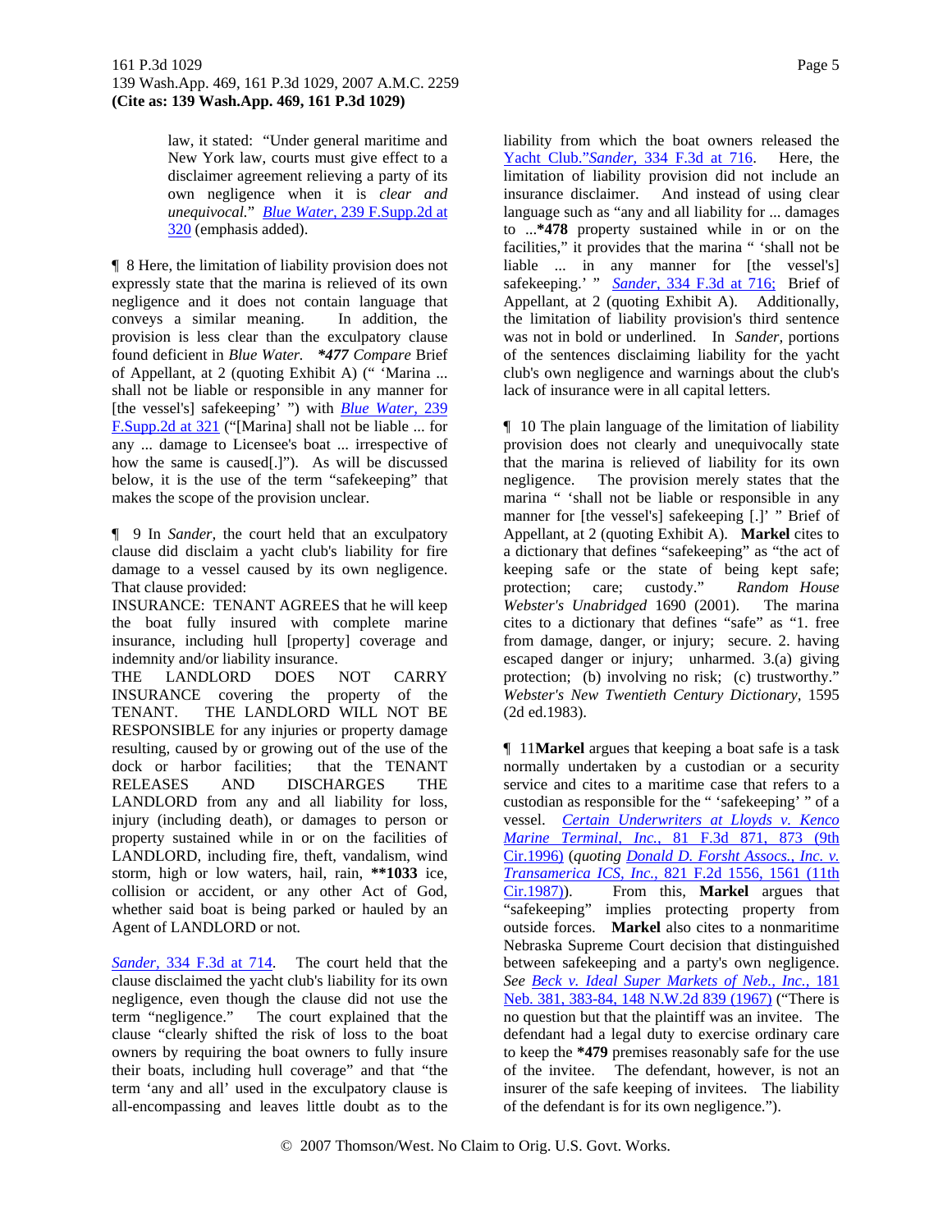law, it stated: "Under general maritime and New York law, courts must give effect to a disclaimer agreement relieving a party of its own negligence when it is *clear and unequivocal*." *Blue Water,* 239 F.Supp.2d at 320 (emphasis added).

¶ 8 Here, the limitation of liability provision does not expressly state that the marina is relieved of its own negligence and it does not contain language that conveys a similar meaning. In addition, the provision is less clear than the exculpatory clause found deficient in *Blue Water.* ***477** *Compare* Brief of Appellant, at 2 (quoting Exhibit A) (" 'Marina ... shall not be liable or responsible in any manner for [the vessel's] safekeeping' ") with *Blue Water,* 239 F.Supp.2d at 321 ("[Marina] shall not be liable ... for any ... damage to Licensee's boat ... irrespective of how the same is caused[.]"). As will be discussed below, it is the use of the term "safekeeping" that makes the scope of the provision unclear.

¶ 9 In *Sander,* the court held that an exculpatory clause did disclaim a yacht club's liability for fire damage to a vessel caused by its own negligence. That clause provided:

INSURANCE: TENANT AGREES that he will keep the boat fully insured with complete marine insurance, including hull [property] coverage and indemnity and/or liability insurance.

THE LANDLORD DOES NOT CARRY INSURANCE covering the property of the TENANT. THE LANDLORD WILL NOT BE RESPONSIBLE for any injuries or property damage resulting, caused by or growing out of the use of the dock or harbor facilities; that the TENANT RELEASES AND DISCHARGES THE LANDLORD from any and all liability for loss, injury (including death), or damages to person or property sustained while in or on the facilities of LANDLORD, including fire, theft, vandalism, wind storm, high or low waters, hail, rain, ****1033** ice, collision or accident, or any other Act of God, whether said boat is being parked or hauled by an Agent of LANDLORD or not.

*Sander,* 334 F.3d at 714. The court held that the clause disclaimed the yacht club's liability for its own negligence, even though the clause did not use the term "negligence." The court explained that the clause "clearly shifted the risk of loss to the boat owners by requiring the boat owners to fully insure their boats, including hull coverage" and that "the term 'any and all' used in the exculpatory clause is all-encompassing and leaves little doubt as to the liability from which the boat owners released the Yacht Club."*Sander,* 334 F.3d at 716. Here, the limitation of liability provision did not include an insurance disclaimer. And instead of using clear language such as "any and all liability for ... damages to ...***478** property sustained while in or on the facilities," it provides that the marina " 'shall not be liable ... in any manner for [the vessel's] safekeeping.' " *Sander,* 334 F.3d at 716; Brief of Appellant, at 2 (quoting Exhibit A). Additionally, the limitation of liability provision's third sentence was not in bold or underlined. In *Sander,* portions of the sentences disclaiming liability for the yacht club's own negligence and warnings about the club's lack of insurance were in all capital letters.

¶ 10 The plain language of the limitation of liability provision does not clearly and unequivocally state that the marina is relieved of liability for its own negligence. The provision merely states that the marina " 'shall not be liable or responsible in any manner for [the vessel's] safekeeping [.]' " Brief of Appellant, at 2 (quoting Exhibit A). **Markel** cites to a dictionary that defines "safekeeping" as "the act of keeping safe or the state of being kept safe; protection; care; custody." *Random House Webster's Unabridged* 1690 (2001). The marina cites to a dictionary that defines "safe" as "1. free from damage, danger, or injury; secure. 2. having escaped danger or injury; unharmed. 3.(a) giving protection; (b) involving no risk; (c) trustworthy." *Webster's New Twentieth Century Dictionary,* 1595 (2d ed.1983).

¶ 11**Markel** argues that keeping a boat safe is a task normally undertaken by a custodian or a security service and cites to a maritime case that refers to a custodian as responsible for the " 'safekeeping' " of a vessel. *Certain Underwriters at Lloyds v. Kenco Marine Terminal, Inc.,* 81 F.3d 871, 873 (9th Cir.1996) (*quoting Donald D. Forsht Assocs., Inc. v. Transamerica ICS, Inc.,* 821 F.2d 1556, 1561 (11th Cir.1987)). From this, **Markel** argues that "safekeeping" implies protecting property from outside forces. **Markel** also cites to a nonmaritime Nebraska Supreme Court decision that distinguished between safekeeping and a party's own negligence. *See Beck v. Ideal Super Markets of Neb., Inc.,* 181 Neb. 381, 383-84, 148 N.W.2d 839 (1967) ("There is no question but that the plaintiff was an invitee. The defendant had a legal duty to exercise ordinary care to keep the ***479** premises reasonably safe for the use of the invitee. The defendant, however, is not an insurer of the safe keeping of invitees. The liability of the defendant is for its own negligence.").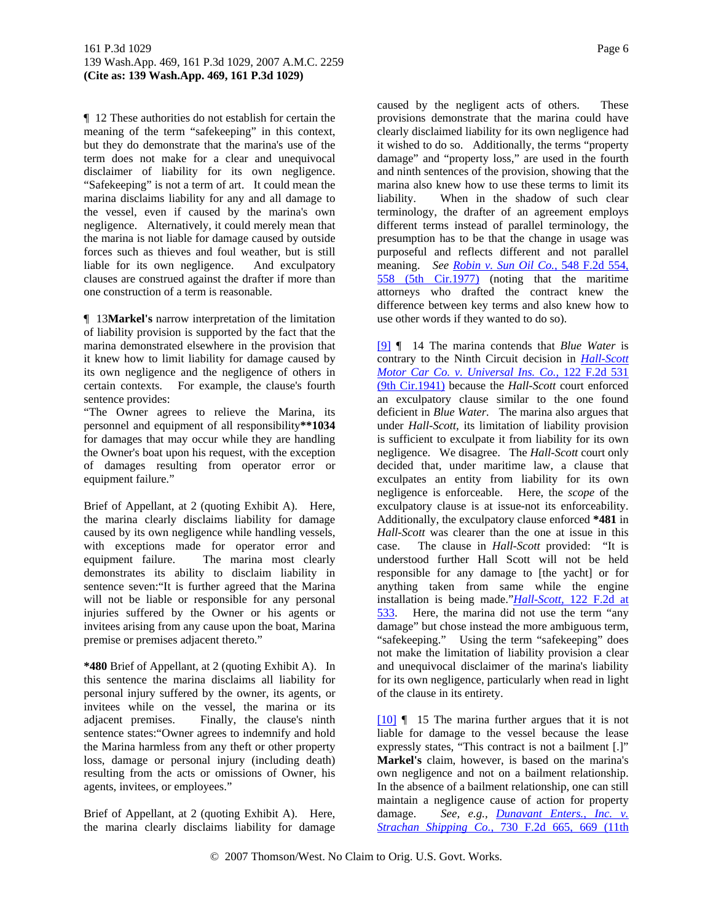¶ 12 These authorities do not establish for certain the meaning of the term "safekeeping" in this context, but they do demonstrate that the marina's use of the term does not make for a clear and unequivocal disclaimer of liability for its own negligence. "Safekeeping" is not a term of art. It could mean the marina disclaims liability for any and all damage to the vessel, even if caused by the marina's own negligence. Alternatively, it could merely mean that the marina is not liable for damage caused by outside forces such as thieves and foul weather, but is still liable for its own negligence. And exculpatory clauses are construed against the drafter if more than one construction of a term is reasonable.

¶ 13**Markel's** narrow interpretation of the limitation of liability provision is supported by the fact that the marina demonstrated elsewhere in the provision that it knew how to limit liability for damage caused by its own negligence and the negligence of others in certain contexts. For example, the clause's fourth sentence provides:

"The Owner agrees to relieve the Marina, its personnel and equipment of all responsibility**1034 for damages that may occur while they are handling the Owner's boat upon his request, with the exception of damages resulting from operator error or equipment failure."

Brief of Appellant, at 2 (quoting Exhibit A). Here, the marina clearly disclaims liability for damage caused by its own negligence while handling vessels, with exceptions made for operator error and equipment failure. The marina most clearly demonstrates its ability to disclaim liability in sentence seven:"It is further agreed that the Marina will not be liable or responsible for any personal injuries suffered by the Owner or his agents or invitees arising from any cause upon the boat, Marina premise or premises adjacent thereto."

***480** Brief of Appellant, at 2 (quoting Exhibit A). In this sentence the marina disclaims all liability for personal injury suffered by the owner, its agents, or invitees while on the vessel, the marina or its adjacent premises. Finally, the clause's ninth sentence states:"Owner agrees to indemnify and hold the Marina harmless from any theft or other property loss, damage or personal injury (including death) resulting from the acts or omissions of Owner, his agents, invitees, or employees."

Brief of Appellant, at 2 (quoting Exhibit A). Here, the marina clearly disclaims liability for damage caused by the negligent acts of others. These provisions demonstrate that the marina could have clearly disclaimed liability for its own negligence had it wished to do so. Additionally, the terms "property damage" and "property loss," are used in the fourth and ninth sentences of the provision, showing that the marina also knew how to use these terms to limit its liability. When in the shadow of such clear terminology, the drafter of an agreement employs different terms instead of parallel terminology, the presumption has to be that the change in usage was purposeful and reflects different and not parallel meaning. *See* Robin v. Sun Oil Co., 548 F.2d 554, 558 (5th Cir.1977) (noting that the maritime attorneys who drafted the contract knew the difference between key terms and also knew how to use other words if they wanted to do so).

[9] ¶ 14 The marina contends that *Blue Water* is contrary to the Ninth Circuit decision in *Hall-Scott Motor Car Co. v. Universal Ins. Co.,* 122 F.2d 531 (9th Cir.1941) because the *Hall-Scott* court enforced an exculpatory clause similar to the one found deficient in *Blue Water*. The marina also argues that under *Hall-Scott,* its limitation of liability provision is sufficient to exculpate it from liability for its own negligence. We disagree. The *Hall-Scott* court only decided that, under maritime law, a clause that exculpates an entity from liability for its own negligence is enforceable. Here, the *scope* of the exculpatory clause is at issue-not its enforceability. Additionally, the exculpatory clause enforced ***481** in *Hall-Scott* was clearer than the one at issue in this case. The clause in *Hall-Scott* provided: "It is understood further Hall Scott will not be held responsible for any damage to [the yacht] or for anything taken from same while the engine installation is being made."*Hall-Scott,* 122 F.2d at 533. Here, the marina did not use the term "any damage" but chose instead the more ambiguous term, "safekeeping." Using the term "safekeeping" does not make the limitation of liability provision a clear and unequivocal disclaimer of the marina's liability for its own negligence, particularly when read in light of the clause in its entirety.

[10] ¶ 15 The marina further argues that it is not liable for damage to the vessel because the lease expressly states, "This contract is not a bailment [.]" **Markel's** claim, however, is based on the marina's own negligence and not on a bailment relationship. In the absence of a bailment relationship, one can still maintain a negligence cause of action for property damage. *See, e.g.,* Dunavant Enters., Inc. v. Strachan Shipping Co., 730 F.2d 665, 669 (11th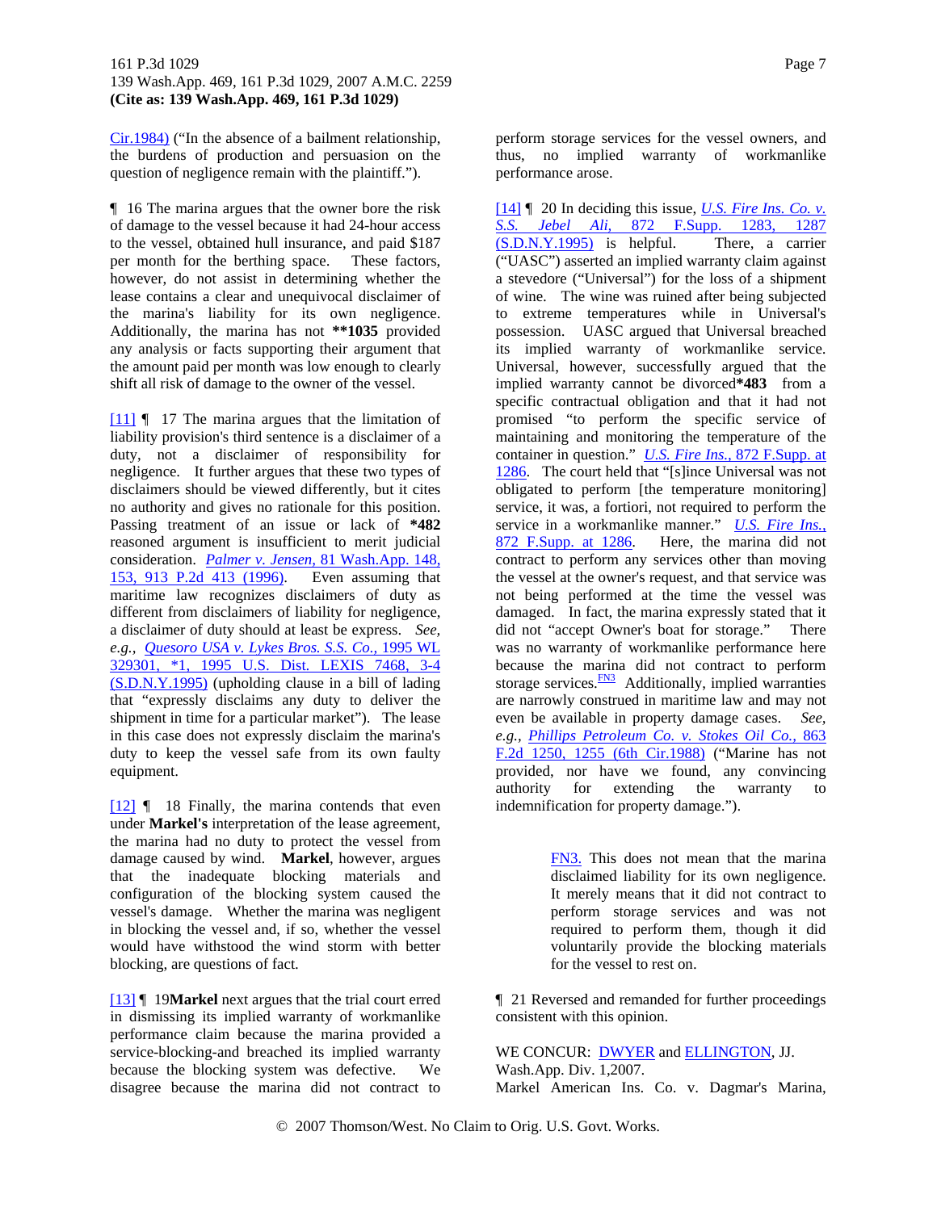Cir.1984) ("In the absence of a bailment relationship, the burdens of production and persuasion on the question of negligence remain with the plaintiff.").

¶ 16 The marina argues that the owner bore the risk of damage to the vessel because it had 24-hour access to the vessel, obtained hull insurance, and paid $187 per month for the berthing space. These factors, however, do not assist in determining whether the lease contains a clear and unequivocal disclaimer of the marina's liability for its own negligence. Additionally, the marina has not **1035 provided any analysis or facts supporting their argument that the amount paid per month was low enough to clearly shift all risk of damage to the owner of the vessel.

[11] ¶ 17 The marina argues that the limitation of liability provision's third sentence is a disclaimer of a duty, not a disclaimer of responsibility for negligence. It further argues that these two types of disclaimers should be viewed differently, but it cites no authority and gives no rationale for this position. Passing treatment of an issue or lack of *482 reasoned argument is insufficient to merit judicial consideration. *Palmer v. Jensen,* 81 Wash.App. 148, 153, 913 P.2d 413 (1996). Even assuming that maritime law recognizes disclaimers of duty as different from disclaimers of liability for negligence, a disclaimer of duty should at least be express. *See, e.g., Quesoro USA v. Lykes Bros. S.S. Co.,* 1995 WL 329301, *1, 1995 U.S. Dist. LEXIS 7468, 3-4 (S.D.N.Y.1995) (upholding clause in a bill of lading that "expressly disclaims any duty to deliver the shipment in time for a particular market"). The lease in this case does not expressly disclaim the marina's duty to keep the vessel safe from its own faulty equipment.

[12] ¶ 18 Finally, the marina contends that even under **Markel's** interpretation of the lease agreement, the marina had no duty to protect the vessel from damage caused by wind. **Markel**, however, argues that the inadequate blocking materials and configuration of the blocking system caused the vessel's damage. Whether the marina was negligent in blocking the vessel and, if so, whether the vessel would have withstood the wind storm with better blocking, are questions of fact.

[13] ¶ 19**Markel** next argues that the trial court erred in dismissing its implied warranty of workmanlike performance claim because the marina provided a service-blocking-and breached its implied warranty because the blocking system was defective. We disagree because the marina did not contract to perform storage services for the vessel owners, and thus, no implied warranty of workmanlike performance arose.

[14] ¶ 20 In deciding this issue, *U.S. Fire Ins. Co. v. S.S. Jebel Ali,* 872 F.Supp. 1283, 1287 (S.D.N.Y.1995) is helpful. There, a carrier ("UASC") asserted an implied warranty claim against a stevedore ("Universal") for the loss of a shipment of wine. The wine was ruined after being subjected to extreme temperatures while in Universal's possession. UASC argued that Universal breached its implied warranty of workmanlike service. Universal, however, successfully argued that the implied warranty cannot be divorced*483 from a specific contractual obligation and that it had not promised "to perform the specific service of maintaining and monitoring the temperature of the container in question." *U.S. Fire Ins.,* 872 F.Supp. at 1286. The court held that "[s]ince Universal was not obligated to perform [the temperature monitoring] service, it was, a fortiori, not required to perform the service in a workmanlike manner." *U.S. Fire Ins.,* 872 F.Supp. at 1286. Here, the marina did not contract to perform any services other than moving the vessel at the owner's request, and that service was not being performed at the time the vessel was damaged. In fact, the marina expressly stated that it did not "accept Owner's boat for storage." There was no warranty of workmanlike performance here because the marina did not contract to perform storage services.[FN3] Additionally, implied warranties are narrowly construed in maritime law and may not even be available in property damage cases. *See, e.g., Phillips Petroleum Co. v. Stokes Oil Co.,* 863 F.2d 1250, 1255 (6th Cir.1988) ("Marine has not provided, nor have we found, any convincing authority for extending the warranty to indemnification for property damage.").

> FN3. This does not mean that the marina disclaimed liability for its own negligence. It merely means that it did not contract to perform storage services and was not required to perform them, though it did voluntarily provide the blocking materials for the vessel to rest on.

¶ 21 Reversed and remanded for further proceedings consistent with this opinion.

WE CONCUR: DWYER and ELLINGTON, JJ.
Wash.App. Div. 1,2007.
Markel American Ins. Co. v. Dagmar's Marina,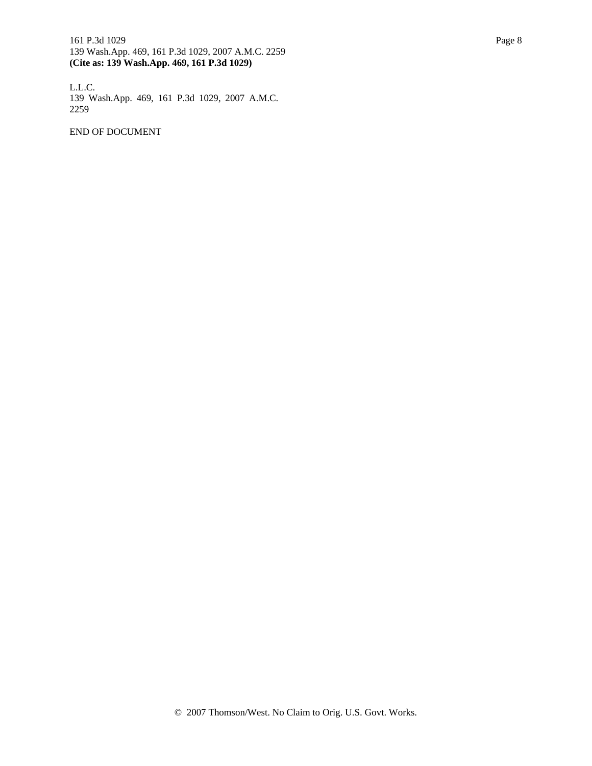L.L.C.
139 Wash.App. 469, 161 P.3d 1029, 2007 A.M.C. 2259

END OF DOCUMENT